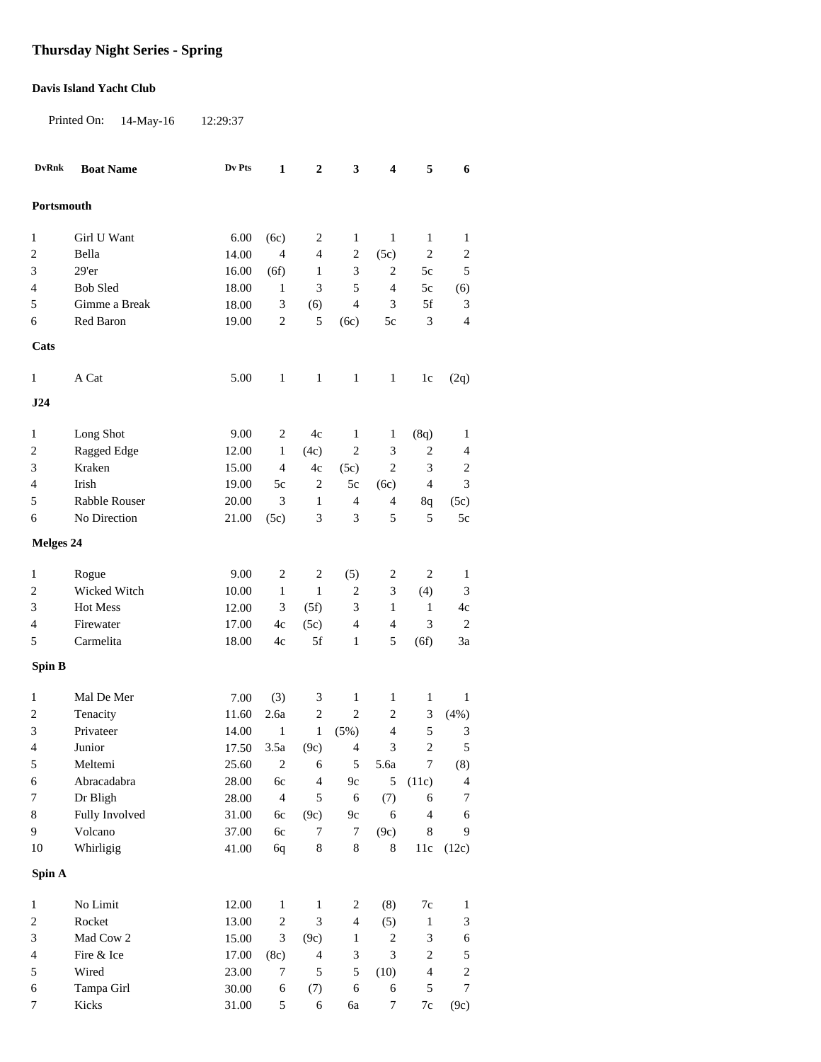# Thursday Night Series - Spring

**Davis Island Yacht Club**

Printed On: 14-May-16 12:29:37

| DvRnk | Boat Name | Dv Pts | 1 | 2 | 3 | 4 | 5 | 6 |
|---|---|---|---|---|---|---|---|---|
| **Portsmouth** | | | | | | | | |
| 1 | Girl U Want | 6.00 | (6c) | 2 | 1 | 1 | 1 | 1 |
| 2 | Bella | 14.00 | 4 | 4 | 2 | (5c) | 2 | 2 |
| 3 | 29'er | 16.00 | (6f) | 1 | 3 | 2 | 5c | 5 |
| 4 | Bob Sled | 18.00 | 1 | 3 | 5 | 4 | 5c | (6) |
| 5 | Gimme a Break | 18.00 | 3 | (6) | 4 | 3 | 5f | 3 |
| 6 | Red Baron | 19.00 | 2 | 5 | (6c) | 5c | 3 | 4 |
| **Cats** | | | | | | | | |
| 1 | A Cat | 5.00 | 1 | 1 | 1 | 1 | 1c | (2q) |
| **J24** | | | | | | | | |
| 1 | Long Shot | 9.00 | 2 | 4c | 1 | 1 | (8q) | 1 |
| 2 | Ragged Edge | 12.00 | 1 | (4c) | 2 | 3 | 2 | 4 |
| 3 | Kraken | 15.00 | 4 | 4c | (5c) | 2 | 3 | 2 |
| 4 | Irish | 19.00 | 5c | 2 | 5c | (6c) | 4 | 3 |
| 5 | Rabble Rouser | 20.00 | 3 | 1 | 4 | 4 | 8q | (5c) |
| 6 | No Direction | 21.00 | (5c) | 3 | 3 | 5 | 5 | 5c |
| **Melges 24** | | | | | | | | |
| 1 | Rogue | 9.00 | 2 | 2 | (5) | 2 | 2 | 1 |
| 2 | Wicked Witch | 10.00 | 1 | 1 | 2 | 3 | (4) | 3 |
| 3 | Hot Mess | 12.00 | 3 | (5f) | 3 | 1 | 1 | 4c |
| 4 | Firewater | 17.00 | 4c | (5c) | 4 | 4 | 3 | 2 |
| 5 | Carmelita | 18.00 | 4c | 5f | 1 | 5 | (6f) | 3a |
| **Spin B** | | | | | | | | |
| 1 | Mal De Mer | 7.00 | (3) | 3 | 1 | 1 | 1 | 1 |
| 2 | Tenacity | 11.60 | 2.6a | 2 | 2 | 2 | 3 | (4%) |
| 3 | Privateer | 14.00 | 1 | 1 | (5%) | 4 | 5 | 3 |
| 4 | Junior | 17.50 | 3.5a | (9c) | 4 | 3 | 2 | 5 |
| 5 | Meltemi | 25.60 | 2 | 6 | 5 | 5.6a | 7 | (8) |
| 6 | Abracadabra | 28.00 | 6c | 4 | 9c | 5 | (11c) | 4 |
| 7 | Dr Bligh | 28.00 | 4 | 5 | 6 | (7) | 6 | 7 |
| 8 | Fully Involved | 31.00 | 6c | (9c) | 9c | 6 | 4 | 6 |
| 9 | Volcano | 37.00 | 6c | 7 | 7 | (9c) | 8 | 9 |
| 10 | Whirligig | 41.00 | 6q | 8 | 8 | 8 | 11c | (12c) |
| **Spin A** | | | | | | | | |
| 1 | No Limit | 12.00 | 1 | 1 | 2 | (8) | 7c | 1 |
| 2 | Rocket | 13.00 | 2 | 3 | 4 | (5) | 1 | 3 |
| 3 | Mad Cow 2 | 15.00 | 3 | (9c) | 1 | 2 | 3 | 6 |
| 4 | Fire & Ice | 17.00 | (8c) | 4 | 3 | 3 | 2 | 5 |
| 5 | Wired | 23.00 | 7 | 5 | 5 | (10) | 4 | 2 |
| 6 | Tampa Girl | 30.00 | 6 | (7) | 6 | 6 | 5 | 7 |
| 7 | Kicks | 31.00 | 5 | 6 | 6a | 7 | 7c | (9c) |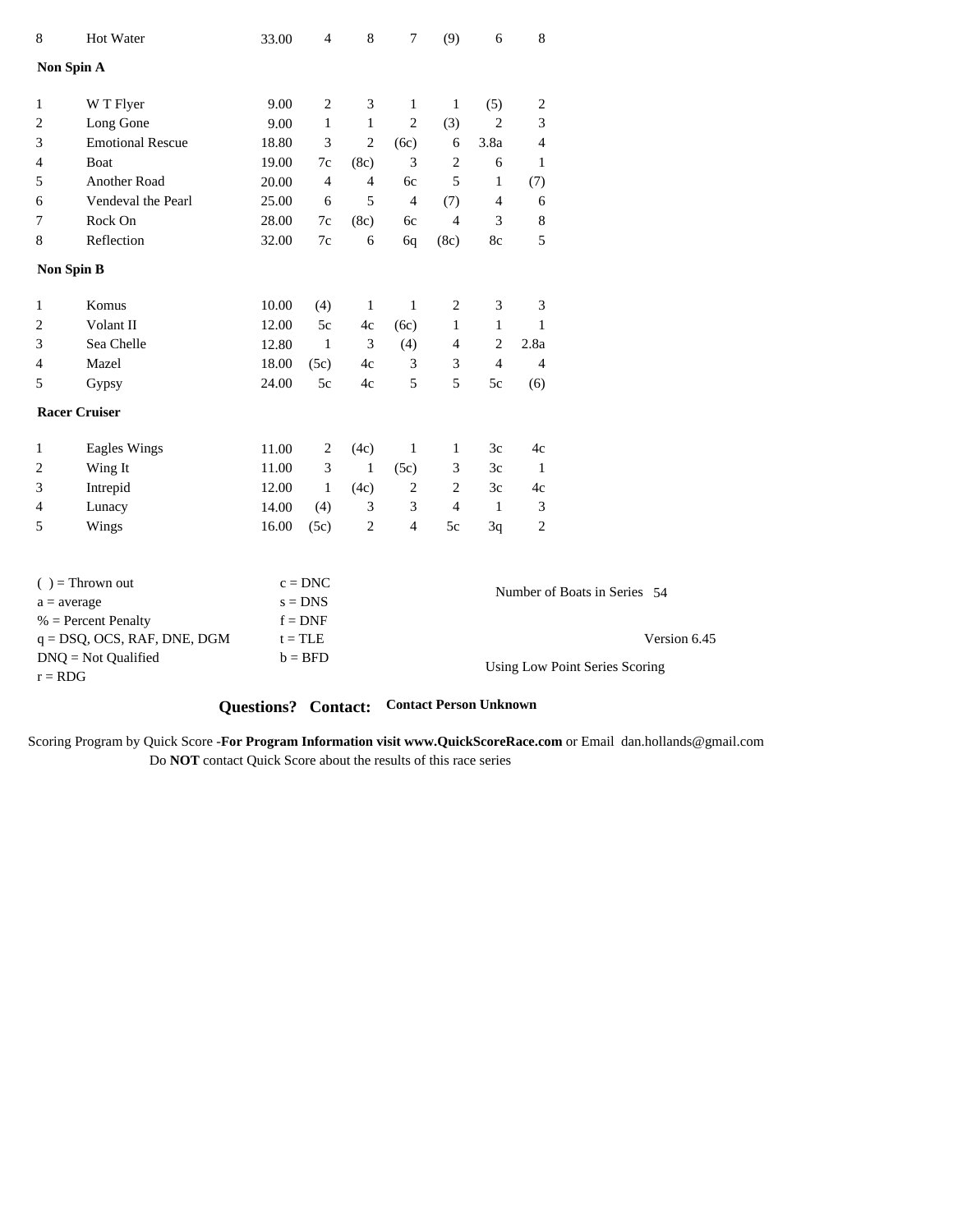| | | | | | | | | |
|---|---|---|---|---|---|---|---|---|
| 8 | Hot Water | 33.00 | 4 | 8 | 7 | (9) | 6 | 8 |

**Non Spin A**

| | | | | | | | | |
|---|---|---|---|---|---|---|---|---|
| 1 | W T Flyer | 9.00 | 2 | 3 | 1 | 1 | (5) | 2 |
| 2 | Long Gone | 9.00 | 1 | 1 | 2 | (3) | 2 | 3 |
| 3 | Emotional Rescue | 18.80 | 3 | 2 | (6c) | 6 | 3.8a | 4 |
| 4 | Boat | 19.00 | 7c | (8c) | 3 | 2 | 6 | 1 |
| 5 | Another Road | 20.00 | 4 | 4 | 6c | 5 | 1 | (7) |
| 6 | Vendeval the Pearl | 25.00 | 6 | 5 | 4 | (7) | 4 | 6 |
| 7 | Rock On | 28.00 | 7c | (8c) | 6c | 4 | 3 | 8 |
| 8 | Reflection | 32.00 | 7c | 6 | 6q | (8c) | 8c | 5 |

**Non Spin B**

| | | | | | | | | |
|---|---|---|---|---|---|---|---|---|
| 1 | Komus | 10.00 | (4) | 1 | 1 | 2 | 3 | 3 |
| 2 | Volant II | 12.00 | 5c | 4c | (6c) | 1 | 1 | 1 |
| 3 | Sea Chelle | 12.80 | 1 | 3 | (4) | 4 | 2 | 2.8a |
| 4 | Mazel | 18.00 | (5c) | 4c | 3 | 3 | 4 | 4 |
| 5 | Gypsy | 24.00 | 5c | 4c | 5 | 5 | 5c | (6) |

**Racer Cruiser**

| | | | | | | | | |
|---|---|---|---|---|---|---|---|---|
| 1 | Eagles Wings | 11.00 | 2 | (4c) | 1 | 1 | 3c | 4c |
| 2 | Wing It | 11.00 | 3 | 1 | (5c) | 3 | 3c | 1 |
| 3 | Intrepid | 12.00 | 1 | (4c) | 2 | 2 | 3c | 4c |
| 4 | Lunacy | 14.00 | (4) | 3 | 3 | 4 | 1 | 3 |
| 5 | Wings | 16.00 | (5c) | 2 | 4 | 5c | 3q | 2 |

( ) = Thrown out
a = average
% = Percent Penalty
q = DSQ, OCS, RAF, DNE, DGM
DNQ = Not Qualified
r = RDG

c = DNC
s = DNS
f = DNF
t = TLE
b = BFD

Number of Boats in Series 54

Version 6.45

Using Low Point Series Scoring

**Questions? Contact: Contact Person Unknown**

Scoring Program by Quick Score -**For Program Information visit www.QuickScoreRace.com** or Email dan.hollands@gmail.com
Do **NOT** contact Quick Score about the results of this race series